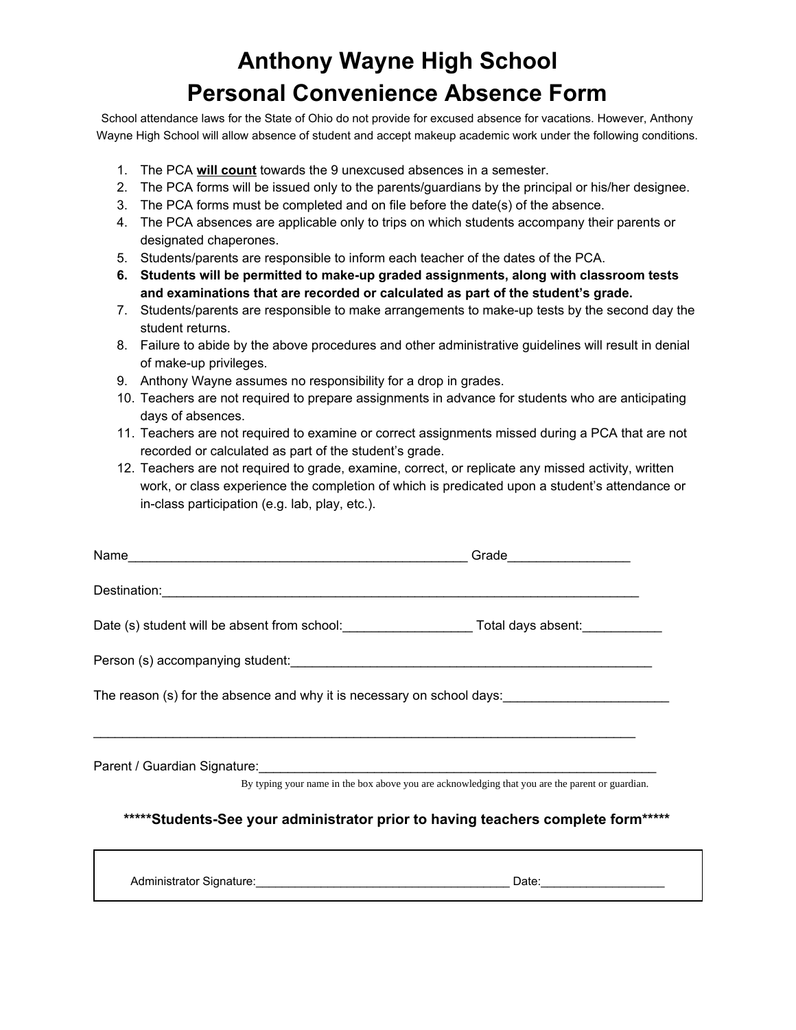# Anthony Wayne High School
# Personal Convenience Absence Form

School attendance laws for the State of Ohio do not provide for excused absence for vacations. However, Anthony Wayne High School will allow absence of student and accept makeup academic work under the following conditions.

1. The PCA **will count** towards the 9 unexcused absences in a semester.
2. The PCA forms will be issued only to the parents/guardians by the principal or his/her designee.
3. The PCA forms must be completed and on file before the date(s) of the absence.
4. The PCA absences are applicable only to trips on which students accompany their parents or designated chaperones.
5. Students/parents are responsible to inform each teacher of the dates of the PCA.
6. **Students will be permitted to make-up graded assignments, along with classroom tests and examinations that are recorded or calculated as part of the student's grade.**
7. Students/parents are responsible to make arrangements to make-up tests by the second day the student returns.
8. Failure to abide by the above procedures and other administrative guidelines will result in denial of make-up privileges.
9. Anthony Wayne assumes no responsibility for a drop in grades.
10. Teachers are not required to prepare assignments in advance for students who are anticipating days of absences.
11. Teachers are not required to examine or correct assignments missed during a PCA that are not recorded or calculated as part of the student's grade.
12. Teachers are not required to grade, examine, correct, or replicate any missed activity, written work, or class experience the completion of which is predicated upon a student's attendance or in-class participation (e.g. lab, play, etc.).

Name_______________________________________________ Grade________________

Destination:_____________________________________________________________________

Date (s) student will be absent from school:_________________ Total days absent:___________

Person (s) accompanying student:_________________________________________________

The reason (s) for the absence and why it is necessary on school days:______________________

_____________________________________________________________________________

Parent / Guardian Signature:_____________________________________________________

By typing your name in the box above you are acknowledging that you are the parent or guardian.

**\*\*\*\*\*Students-See your administrator prior to having teachers complete form\*\*\*\*\***

Administrator Signature:_____________________________________ Date:__________________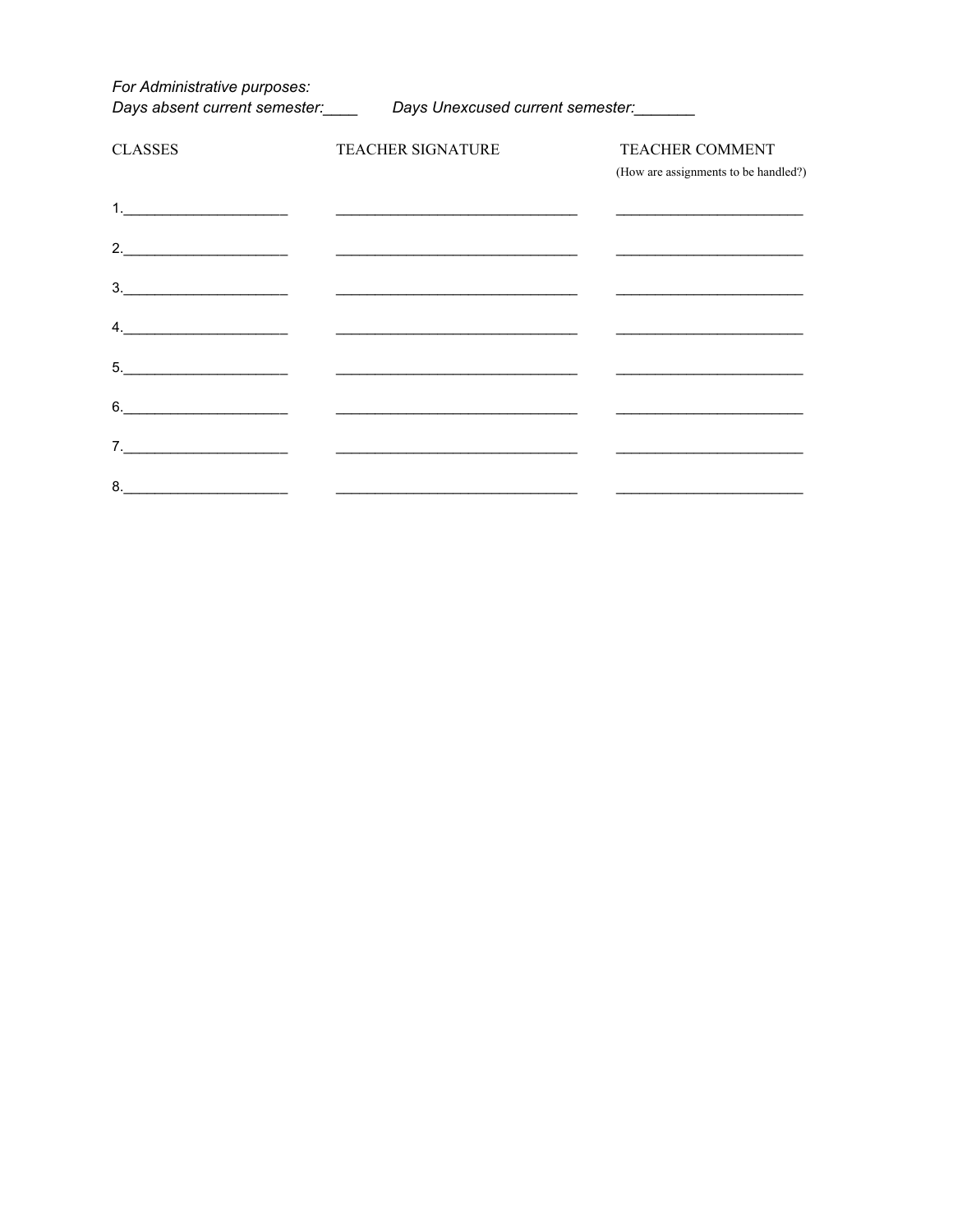*For Administrative purposes:*
*Days absent current semester:____        Days Unexcused current semester:_______*

| CLASSES | TEACHER SIGNATURE | TEACHER COMMENT (How are assignments to be handled?) |
| --- | --- | --- |
| 1.____________________ | ______________________________ | ________________________ |
| 2.____________________ | ______________________________ | ________________________ |
| 3.____________________ | ______________________________ | ________________________ |
| 4.____________________ | ______________________________ | ________________________ |
| 5.____________________ | ______________________________ | ________________________ |
| 6.____________________ | ______________________________ | ________________________ |
| 7.____________________ | ______________________________ | ________________________ |
| 8.____________________ | ______________________________ | ________________________ |